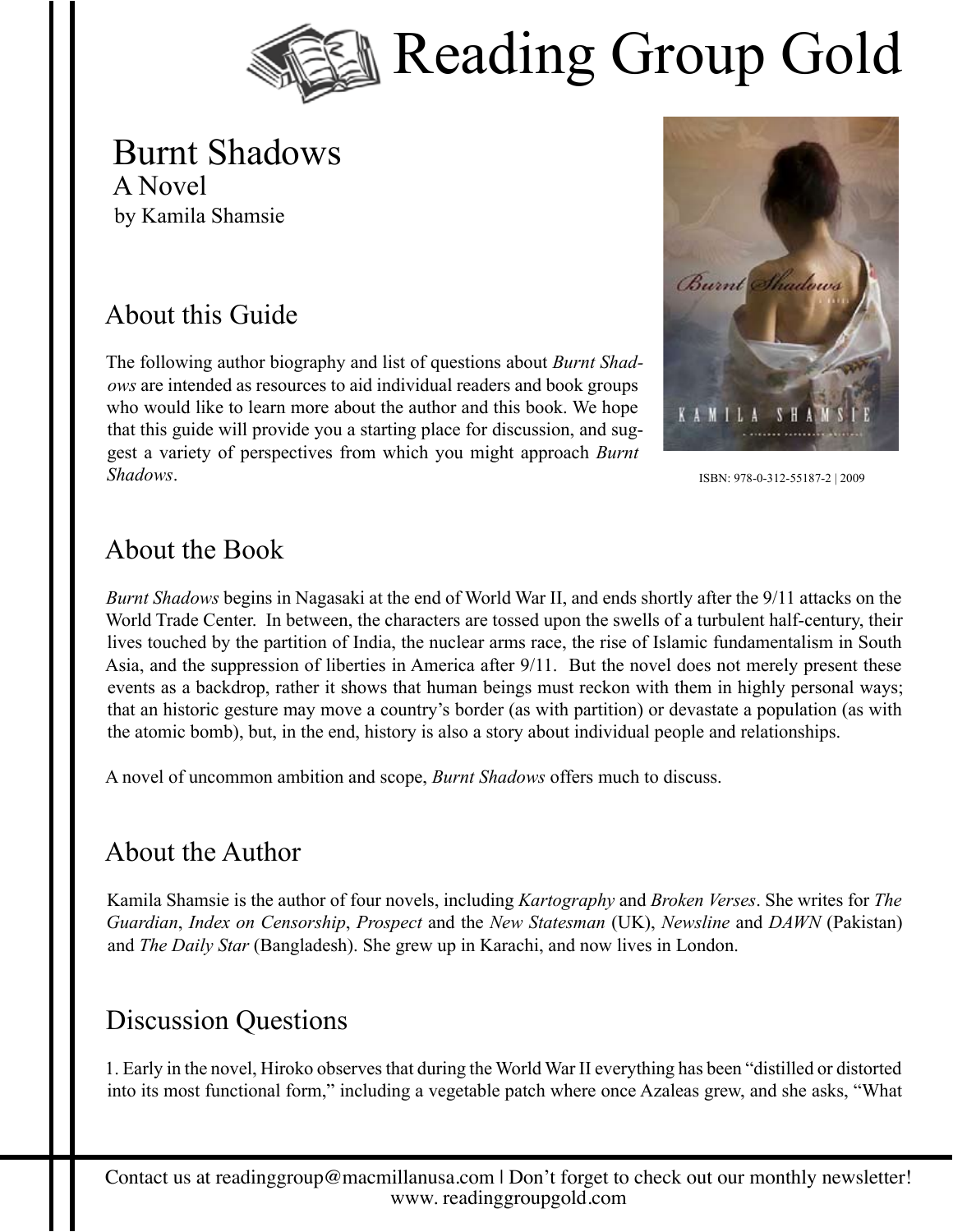# Reading Group Gold

## Burnt Shadows

A Novel

by Kamila Shamsie

ISBN: 978-0-312-55187-2 | 2009

## About this Guide

The following author biography and list of questions about *Burnt Shadows* are intended as resources to aid individual readers and book groups who would like to learn more about the author and this book. We hope that this guide will provide you a starting place for discussion, and suggest a variety of perspectives from which you might approach *Burnt Shadows*.

## About the Book

*Burnt Shadows* begins in Nagasaki at the end of World War II, and ends shortly after the 9/11 attacks on the World Trade Center. In between, the characters are tossed upon the swells of a turbulent half-century, their lives touched by the partition of India, the nuclear arms race, the rise of Islamic fundamentalism in South Asia, and the suppression of liberties in America after 9/11. But the novel does not merely present these events as a backdrop, rather it shows that human beings must reckon with them in highly personal ways; that an historic gesture may move a country's border (as with partition) or devastate a population (as with the atomic bomb), but, in the end, history is also a story about individual people and relationships.

A novel of uncommon ambition and scope, *Burnt Shadows* offers much to discuss.

## About the Author

Kamila Shamsie is the author of four novels, including *Kartography* and *Broken Verses*. She writes for *The Guardian*, *Index on Censorship*, *Prospect* and the *New Statesman* (UK), *Newsline* and *DAWN* (Pakistan) and *The Daily Star* (Bangladesh). She grew up in Karachi, and now lives in London.

## Discussion Questions

1. Early in the novel, Hiroko observes that during the World War II everything has been "distilled or distorted into its most functional form," including a vegetable patch where once Azaleas grew, and she asks, "What

Contact us at readinggroup@macmillanusa.com | Don't forget to check out our monthly newsletter!
www. readinggroupgold.com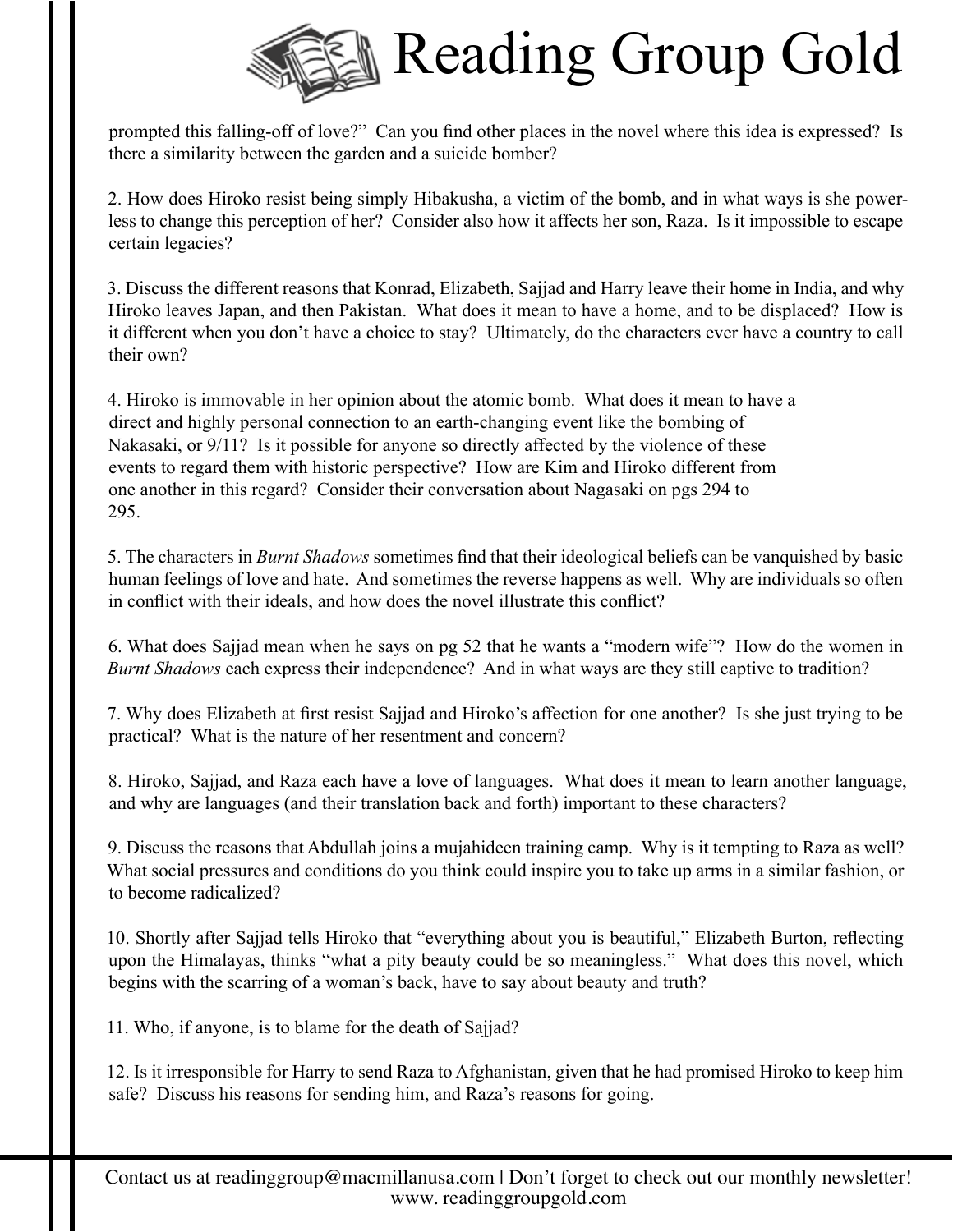prompted this falling-off of love?" Can you find other places in the novel where this idea is expressed? Is there a similarity between the garden and a suicide bomber?

2. How does Hiroko resist being simply Hibakusha, a victim of the bomb, and in what ways is she powerless to change this perception of her? Consider also how it affects her son, Raza. Is it impossible to escape certain legacies?

3. Discuss the different reasons that Konrad, Elizabeth, Sajjad and Harry leave their home in India, and why Hiroko leaves Japan, and then Pakistan. What does it mean to have a home, and to be displaced? How is it different when you don't have a choice to stay? Ultimately, do the characters ever have a country to call their own?

4. Hiroko is immovable in her opinion about the atomic bomb. What does it mean to have a direct and highly personal connection to an earth-changing event like the bombing of Nakasaki, or 9/11? Is it possible for anyone so directly affected by the violence of these events to regard them with historic perspective? How are Kim and Hiroko different from one another in this regard? Consider their conversation about Nagasaki on pgs 294 to 295.

5. The characters in *Burnt Shadows* sometimes find that their ideological beliefs can be vanquished by basic human feelings of love and hate. And sometimes the reverse happens as well. Why are individuals so often in conflict with their ideals, and how does the novel illustrate this conflict?

6. What does Sajjad mean when he says on pg 52 that he wants a "modern wife"? How do the women in *Burnt Shadows* each express their independence? And in what ways are they still captive to tradition?

7. Why does Elizabeth at first resist Sajjad and Hiroko's affection for one another? Is she just trying to be practical? What is the nature of her resentment and concern?

8. Hiroko, Sajjad, and Raza each have a love of languages. What does it mean to learn another language, and why are languages (and their translation back and forth) important to these characters?

9. Discuss the reasons that Abdullah joins a mujahideen training camp. Why is it tempting to Raza as well? What social pressures and conditions do you think could inspire you to take up arms in a similar fashion, or to become radicalized?

10. Shortly after Sajjad tells Hiroko that "everything about you is beautiful," Elizabeth Burton, reflecting upon the Himalayas, thinks "what a pity beauty could be so meaningless." What does this novel, which begins with the scarring of a woman's back, have to say about beauty and truth?

11. Who, if anyone, is to blame for the death of Sajjad?

12. Is it irresponsible for Harry to send Raza to Afghanistan, given that he had promised Hiroko to keep him safe? Discuss his reasons for sending him, and Raza's reasons for going.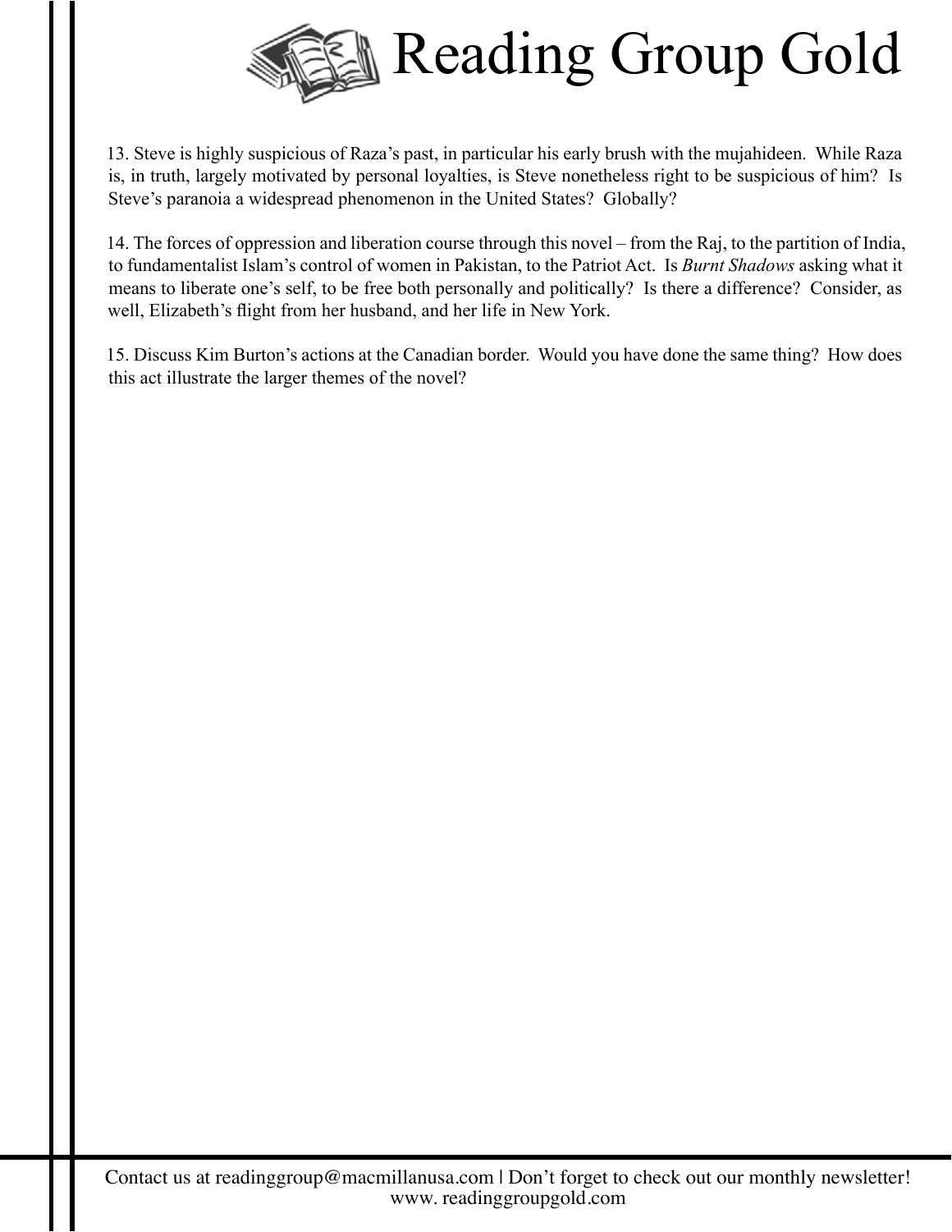13. Steve is highly suspicious of Raza's past, in particular his early brush with the mujahideen. While Raza is, in truth, largely motivated by personal loyalties, is Steve nonetheless right to be suspicious of him? Is Steve's paranoia a widespread phenomenon in the United States? Globally?

14. The forces of oppression and liberation course through this novel – from the Raj, to the partition of India, to fundamentalist Islam's control of women in Pakistan, to the Patriot Act. Is *Burnt Shadows* asking what it means to liberate one's self, to be free both personally and politically? Is there a difference? Consider, as well, Elizabeth's flight from her husband, and her life in New York.

15. Discuss Kim Burton's actions at the Canadian border. Would you have done the same thing? How does this act illustrate the larger themes of the novel?